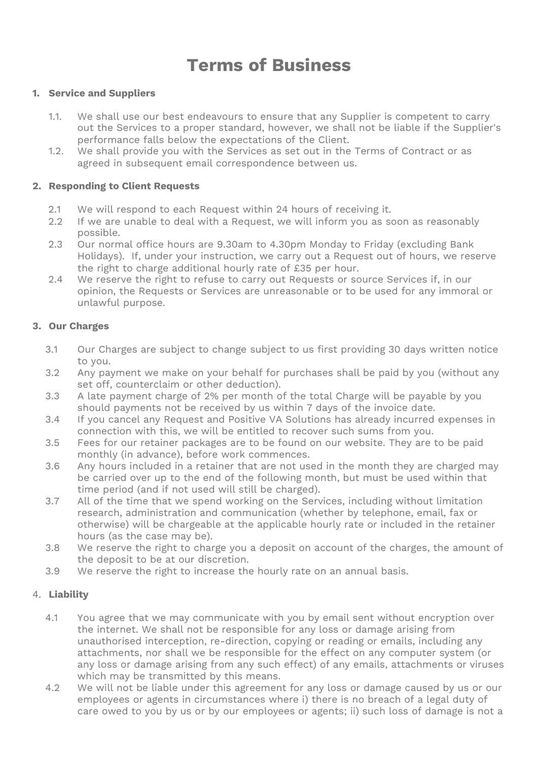# Terms of Business

1. **Service and Suppliers**

    1.1. We shall use our best endeavours to ensure that any Supplier is competent to carry out the Services to a proper standard, however, we shall not be liable if the Supplier's performance falls below the expectations of the Client.

    1.2. We shall provide you with the Services as set out in the Terms of Contract or as agreed in subsequent email correspondence between us.

2. **Responding to Client Requests**

    2.1 We will respond to each Request within 24 hours of receiving it.

    2.2 If we are unable to deal with a Request, we will inform you as soon as reasonably possible.

    2.3 Our normal office hours are 9.30am to 4.30pm Monday to Friday (excluding Bank Holidays). If, under your instruction, we carry out a Request out of hours, we reserve the right to charge additional hourly rate of £35 per hour.

    2.4 We reserve the right to refuse to carry out Requests or source Services if, in our opinion, the Requests or Services are unreasonable or to be used for any immoral or unlawful purpose.

3. **Our Charges**

    3.1 Our Charges are subject to change subject to us first providing 30 days written notice to you.

    3.2 Any payment we make on your behalf for purchases shall be paid by you (without any set off, counterclaim or other deduction).

    3.3 A late payment charge of 2% per month of the total Charge will be payable by you should payments not be received by us within 7 days of the invoice date.

    3.4 If you cancel any Request and Positive VA Solutions has already incurred expenses in connection with this, we will be entitled to recover such sums from you.

    3.5 Fees for our retainer packages are to be found on our website. They are to be paid monthly (in advance), before work commences.

    3.6 Any hours included in a retainer that are not used in the month they are charged may be carried over up to the end of the following month, but must be used within that time period (and if not used will still be charged).

    3.7 All of the time that we spend working on the Services, including without limitation research, administration and communication (whether by telephone, email, fax or otherwise) will be chargeable at the applicable hourly rate or included in the retainer hours (as the case may be).

    3.8 We reserve the right to charge you a deposit on account of the charges, the amount of the deposit to be at our discretion.

    3.9 We reserve the right to increase the hourly rate on an annual basis.

4. **Liability**

    4.1 You agree that we may communicate with you by email sent without encryption over the internet. We shall not be responsible for any loss or damage arising from unauthorised interception, re-direction, copying or reading or emails, including any attachments, nor shall we be responsible for the effect on any computer system (or any loss or damage arising from any such effect) of any emails, attachments or viruses which may be transmitted by this means.

    4.2 We will not be liable under this agreement for any loss or damage caused by us or our employees or agents in circumstances where i) there is no breach of a legal duty of care owed to you by us or by our employees or agents; ii) such loss of damage is not a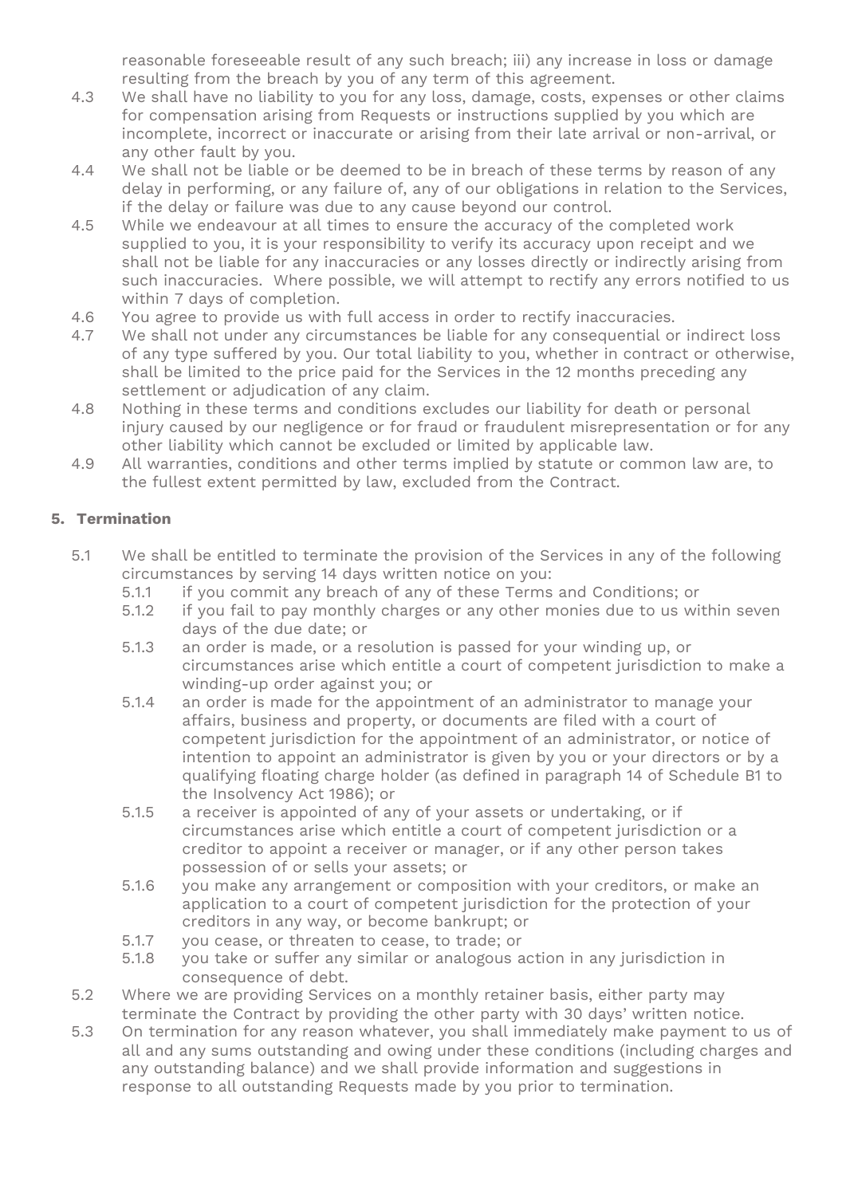reasonable foreseeable result of any such breach; iii) any increase in loss or damage resulting from the breach by you of any term of this agreement.

4.3 We shall have no liability to you for any loss, damage, costs, expenses or other claims for compensation arising from Requests or instructions supplied by you which are incomplete, incorrect or inaccurate or arising from their late arrival or non-arrival, or any other fault by you.

4.4 We shall not be liable or be deemed to be in breach of these terms by reason of any delay in performing, or any failure of, any of our obligations in relation to the Services, if the delay or failure was due to any cause beyond our control.

4.5 While we endeavour at all times to ensure the accuracy of the completed work supplied to you, it is your responsibility to verify its accuracy upon receipt and we shall not be liable for any inaccuracies or any losses directly or indirectly arising from such inaccuracies. Where possible, we will attempt to rectify any errors notified to us within 7 days of completion.

4.6 You agree to provide us with full access in order to rectify inaccuracies.

4.7 We shall not under any circumstances be liable for any consequential or indirect loss of any type suffered by you. Our total liability to you, whether in contract or otherwise, shall be limited to the price paid for the Services in the 12 months preceding any settlement or adjudication of any claim.

4.8 Nothing in these terms and conditions excludes our liability for death or personal injury caused by our negligence or for fraud or fraudulent misrepresentation or for any other liability which cannot be excluded or limited by applicable law.

4.9 All warranties, conditions and other terms implied by statute or common law are, to the fullest extent permitted by law, excluded from the Contract.

## 5. Termination

5.1 We shall be entitled to terminate the provision of the Services in any of the following circumstances by serving 14 days written notice on you:

- 5.1.1 if you commit any breach of any of these Terms and Conditions; or
- 5.1.2 if you fail to pay monthly charges or any other monies due to us within seven days of the due date; or
- 5.1.3 an order is made, or a resolution is passed for your winding up, or circumstances arise which entitle a court of competent jurisdiction to make a winding-up order against you; or
- 5.1.4 an order is made for the appointment of an administrator to manage your affairs, business and property, or documents are filed with a court of competent jurisdiction for the appointment of an administrator, or notice of intention to appoint an administrator is given by you or your directors or by a qualifying floating charge holder (as defined in paragraph 14 of Schedule B1 to the Insolvency Act 1986); or
- 5.1.5 a receiver is appointed of any of your assets or undertaking, or if circumstances arise which entitle a court of competent jurisdiction or a creditor to appoint a receiver or manager, or if any other person takes possession of or sells your assets; or
- 5.1.6 you make any arrangement or composition with your creditors, or make an application to a court of competent jurisdiction for the protection of your creditors in any way, or become bankrupt; or
- 5.1.7 you cease, or threaten to cease, to trade; or
- 5.1.8 you take or suffer any similar or analogous action in any jurisdiction in consequence of debt.

5.2 Where we are providing Services on a monthly retainer basis, either party may terminate the Contract by providing the other party with 30 days' written notice.

5.3 On termination for any reason whatever, you shall immediately make payment to us of all and any sums outstanding and owing under these conditions (including charges and any outstanding balance) and we shall provide information and suggestions in response to all outstanding Requests made by you prior to termination.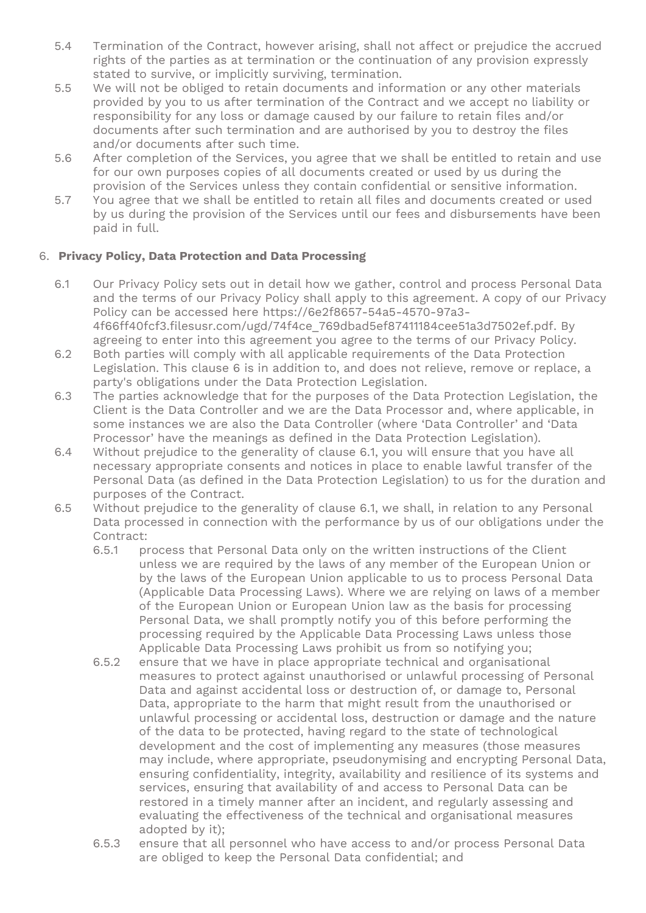5.4 Termination of the Contract, however arising, shall not affect or prejudice the accrued rights of the parties as at termination or the continuation of any provision expressly stated to survive, or implicitly surviving, termination.

5.5 We will not be obliged to retain documents and information or any other materials provided by you to us after termination of the Contract and we accept no liability or responsibility for any loss or damage caused by our failure to retain files and/or documents after such termination and are authorised by you to destroy the files and/or documents after such time.

5.6 After completion of the Services, you agree that we shall be entitled to retain and use for our own purposes copies of all documents created or used by us during the provision of the Services unless they contain confidential or sensitive information.

5.7 You agree that we shall be entitled to retain all files and documents created or used by us during the provision of the Services until our fees and disbursements have been paid in full.

## 6. **Privacy Policy, Data Protection and Data Processing**

6.1 Our Privacy Policy sets out in detail how we gather, control and process Personal Data and the terms of our Privacy Policy shall apply to this agreement. A copy of our Privacy Policy can be accessed here https://6e2f8657-54a5-4570-97a3-4f66ff40fcf3.filesusr.com/ugd/74f4ce_769dbad5ef87411184cee51a3d7502ef.pdf. By agreeing to enter into this agreement you agree to the terms of our Privacy Policy.

6.2 Both parties will comply with all applicable requirements of the Data Protection Legislation. This clause 6 is in addition to, and does not relieve, remove or replace, a party's obligations under the Data Protection Legislation.

6.3 The parties acknowledge that for the purposes of the Data Protection Legislation, the Client is the Data Controller and we are the Data Processor and, where applicable, in some instances we are also the Data Controller (where 'Data Controller' and 'Data Processor' have the meanings as defined in the Data Protection Legislation).

6.4 Without prejudice to the generality of clause 6.1, you will ensure that you have all necessary appropriate consents and notices in place to enable lawful transfer of the Personal Data (as defined in the Data Protection Legislation) to us for the duration and purposes of the Contract.

6.5 Without prejudice to the generality of clause 6.1, we shall, in relation to any Personal Data processed in connection with the performance by us of our obligations under the Contract:

6.5.1 process that Personal Data only on the written instructions of the Client unless we are required by the laws of any member of the European Union or by the laws of the European Union applicable to us to process Personal Data (Applicable Data Processing Laws). Where we are relying on laws of a member of the European Union or European Union law as the basis for processing Personal Data, we shall promptly notify you of this before performing the processing required by the Applicable Data Processing Laws unless those Applicable Data Processing Laws prohibit us from so notifying you;

6.5.2 ensure that we have in place appropriate technical and organisational measures to protect against unauthorised or unlawful processing of Personal Data and against accidental loss or destruction of, or damage to, Personal Data, appropriate to the harm that might result from the unauthorised or unlawful processing or accidental loss, destruction or damage and the nature of the data to be protected, having regard to the state of technological development and the cost of implementing any measures (those measures may include, where appropriate, pseudonymising and encrypting Personal Data, ensuring confidentiality, integrity, availability and resilience of its systems and services, ensuring that availability of and access to Personal Data can be restored in a timely manner after an incident, and regularly assessing and evaluating the effectiveness of the technical and organisational measures adopted by it);

6.5.3 ensure that all personnel who have access to and/or process Personal Data are obliged to keep the Personal Data confidential; and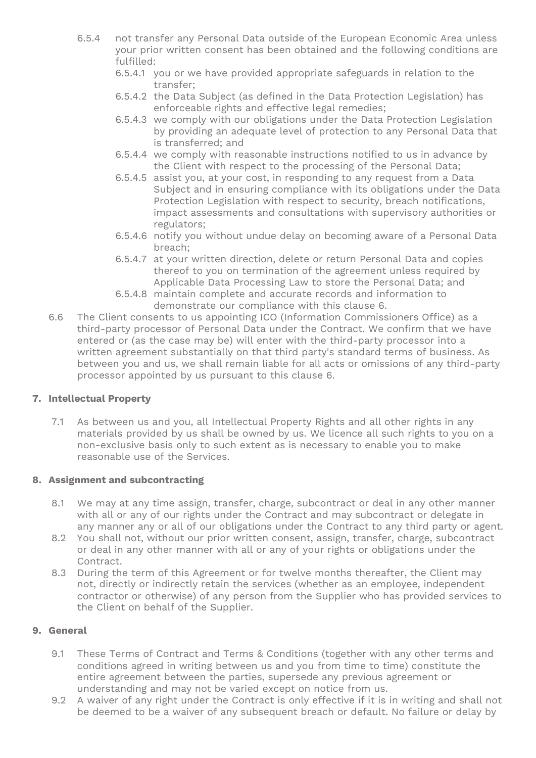- 6.5.4 not transfer any Personal Data outside of the European Economic Area unless your prior written consent has been obtained and the following conditions are fulfilled:
  - 6.5.4.1 you or we have provided appropriate safeguards in relation to the transfer;
  - 6.5.4.2 the Data Subject (as defined in the Data Protection Legislation) has enforceable rights and effective legal remedies;
  - 6.5.4.3 we comply with our obligations under the Data Protection Legislation by providing an adequate level of protection to any Personal Data that is transferred; and
  - 6.5.4.4 we comply with reasonable instructions notified to us in advance by the Client with respect to the processing of the Personal Data;
  - 6.5.4.5 assist you, at your cost, in responding to any request from a Data Subject and in ensuring compliance with its obligations under the Data Protection Legislation with respect to security, breach notifications, impact assessments and consultations with supervisory authorities or regulators;
  - 6.5.4.6 notify you without undue delay on becoming aware of a Personal Data breach;
  - 6.5.4.7 at your written direction, delete or return Personal Data and copies thereof to you on termination of the agreement unless required by Applicable Data Processing Law to store the Personal Data; and
  - 6.5.4.8 maintain complete and accurate records and information to demonstrate our compliance with this clause 6.

6.6 The Client consents to us appointing ICO (Information Commissioners Office) as a third-party processor of Personal Data under the Contract. We confirm that we have entered or (as the case may be) will enter with the third-party processor into a written agreement substantially on that third party's standard terms of business. As between you and us, we shall remain liable for all acts or omissions of any third-party processor appointed by us pursuant to this clause 6.

## 7. Intellectual Property

7.1 As between us and you, all Intellectual Property Rights and all other rights in any materials provided by us shall be owned by us. We licence all such rights to you on a non-exclusive basis only to such extent as is necessary to enable you to make reasonable use of the Services.

## 8. Assignment and subcontracting

8.1 We may at any time assign, transfer, charge, subcontract or deal in any other manner with all or any of our rights under the Contract and may subcontract or delegate in any manner any or all of our obligations under the Contract to any third party or agent.

8.2 You shall not, without our prior written consent, assign, transfer, charge, subcontract or deal in any other manner with all or any of your rights or obligations under the Contract.

8.3 During the term of this Agreement or for twelve months thereafter, the Client may not, directly or indirectly retain the services (whether as an employee, independent contractor or otherwise) of any person from the Supplier who has provided services to the Client on behalf of the Supplier.

## 9. General

9.1 These Terms of Contract and Terms & Conditions (together with any other terms and conditions agreed in writing between us and you from time to time) constitute the entire agreement between the parties, supersede any previous agreement or understanding and may not be varied except on notice from us.

9.2 A waiver of any right under the Contract is only effective if it is in writing and shall not be deemed to be a waiver of any subsequent breach or default. No failure or delay by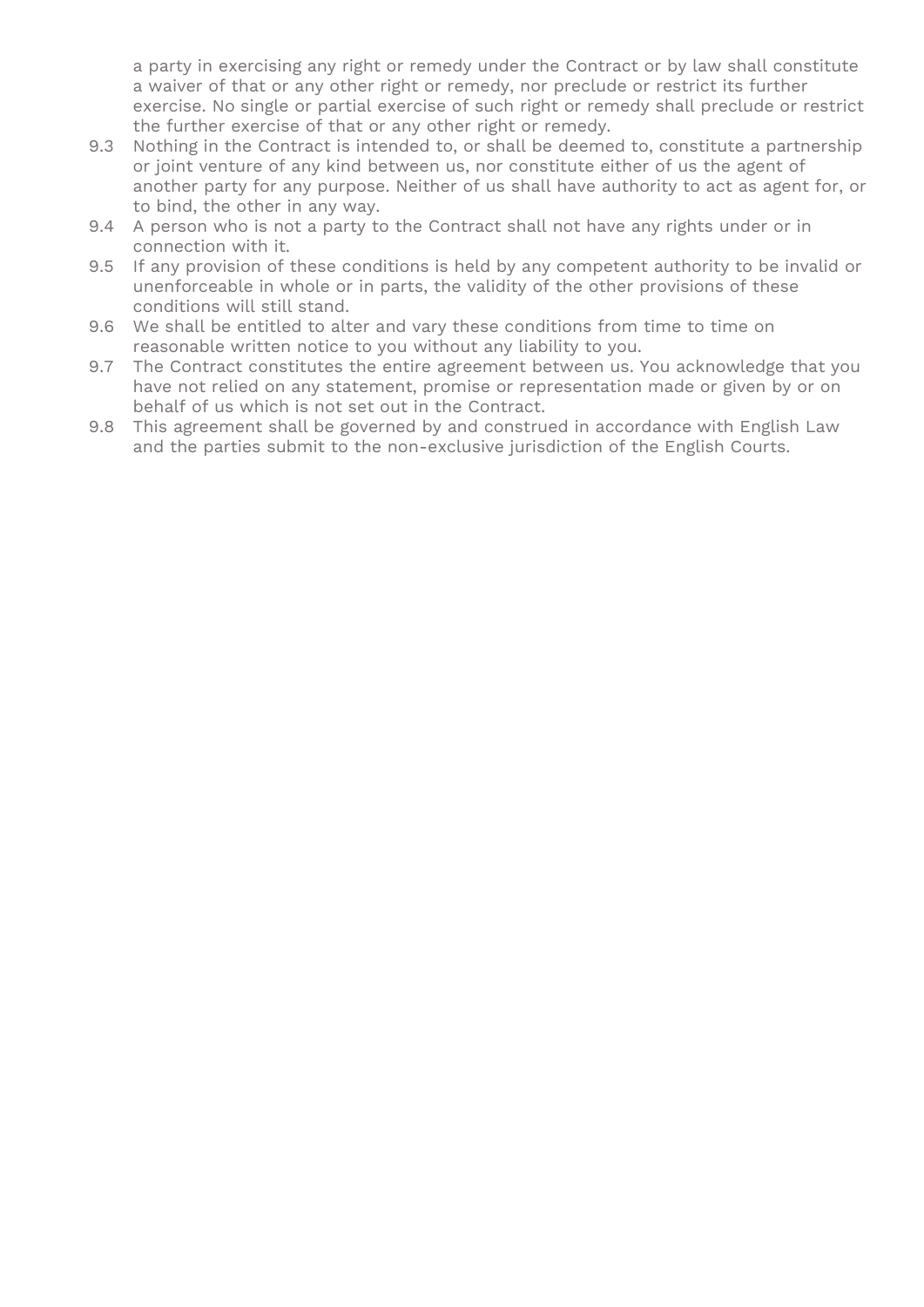a party in exercising any right or remedy under the Contract or by law shall constitute a waiver of that or any other right or remedy, nor preclude or restrict its further exercise. No single or partial exercise of such right or remedy shall preclude or restrict the further exercise of that or any other right or remedy.

9.3 Nothing in the Contract is intended to, or shall be deemed to, constitute a partnership or joint venture of any kind between us, nor constitute either of us the agent of another party for any purpose. Neither of us shall have authority to act as agent for, or to bind, the other in any way.

9.4 A person who is not a party to the Contract shall not have any rights under or in connection with it.

9.5 If any provision of these conditions is held by any competent authority to be invalid or unenforceable in whole or in parts, the validity of the other provisions of these conditions will still stand.

9.6 We shall be entitled to alter and vary these conditions from time to time on reasonable written notice to you without any liability to you.

9.7 The Contract constitutes the entire agreement between us. You acknowledge that you have not relied on any statement, promise or representation made or given by or on behalf of us which is not set out in the Contract.

9.8 This agreement shall be governed by and construed in accordance with English Law and the parties submit to the non-exclusive jurisdiction of the English Courts.